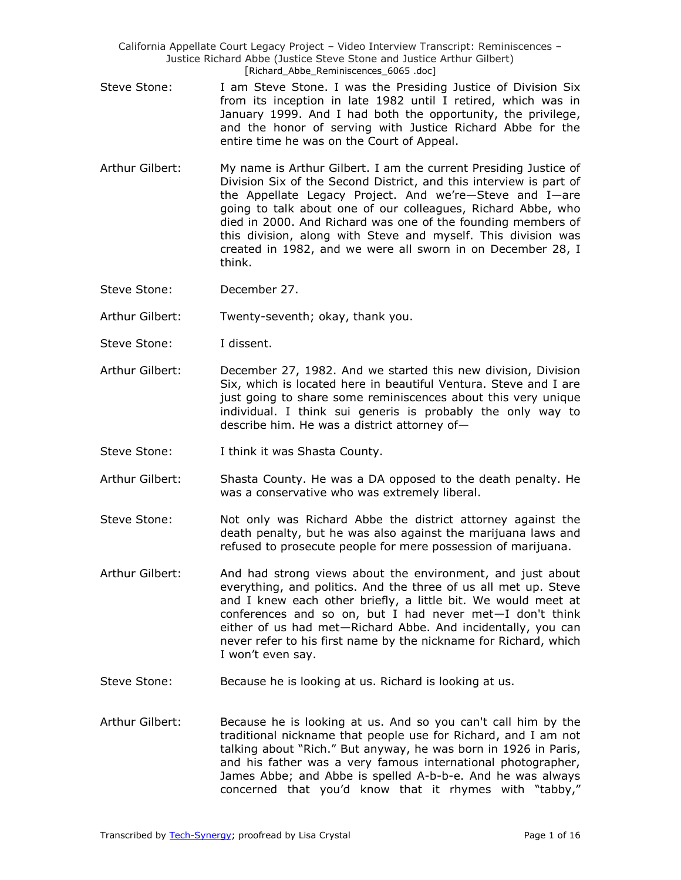Steve Stone: I am Steve Stone. I was the Presiding Justice of Division Six from its inception in late 1982 until I retired, which was in January 1999. And I had both the opportunity, the privilege, and the honor of serving with Justice Richard Abbe for the entire time he was on the Court of Appeal.

Arthur Gilbert: My name is Arthur Gilbert. I am the current Presiding Justice of Division Six of the Second District, and this interview is part of the Appellate Legacy Project. And we're—Steve and I—are going to talk about one of our colleagues, Richard Abbe, who died in 2000. And Richard was one of the founding members of this division, along with Steve and myself. This division was created in 1982, and we were all sworn in on December 28, I think.

Steve Stone: December 27.

Arthur Gilbert: Twenty-seventh; okay, thank you.

Steve Stone: I dissent.

Arthur Gilbert: December 27, 1982. And we started this new division, Division Six, which is located here in beautiful Ventura. Steve and I are just going to share some reminiscences about this very unique individual. I think sui generis is probably the only way to describe him. He was a district attorney of—

Steve Stone: I think it was Shasta County.

Arthur Gilbert: Shasta County. He was a DA opposed to the death penalty. He was a conservative who was extremely liberal.

Steve Stone: Not only was Richard Abbe the district attorney against the death penalty, but he was also against the marijuana laws and refused to prosecute people for mere possession of marijuana.

Arthur Gilbert: And had strong views about the environment, and just about everything, and politics. And the three of us all met up. Steve and I knew each other briefly, a little bit. We would meet at conferences and so on, but I had never met—I don't think either of us had met—Richard Abbe. And incidentally, you can never refer to his first name by the nickname for Richard, which I won't even say.

Steve Stone: Because he is looking at us. Richard is looking at us.

Arthur Gilbert: Because he is looking at us. And so you can't call him by the traditional nickname that people use for Richard, and I am not talking about "Rich." But anyway, he was born in 1926 in Paris, and his father was a very famous international photographer, James Abbe; and Abbe is spelled A-b-b-e. And he was always concerned that you'd know that it rhymes with "tabby,"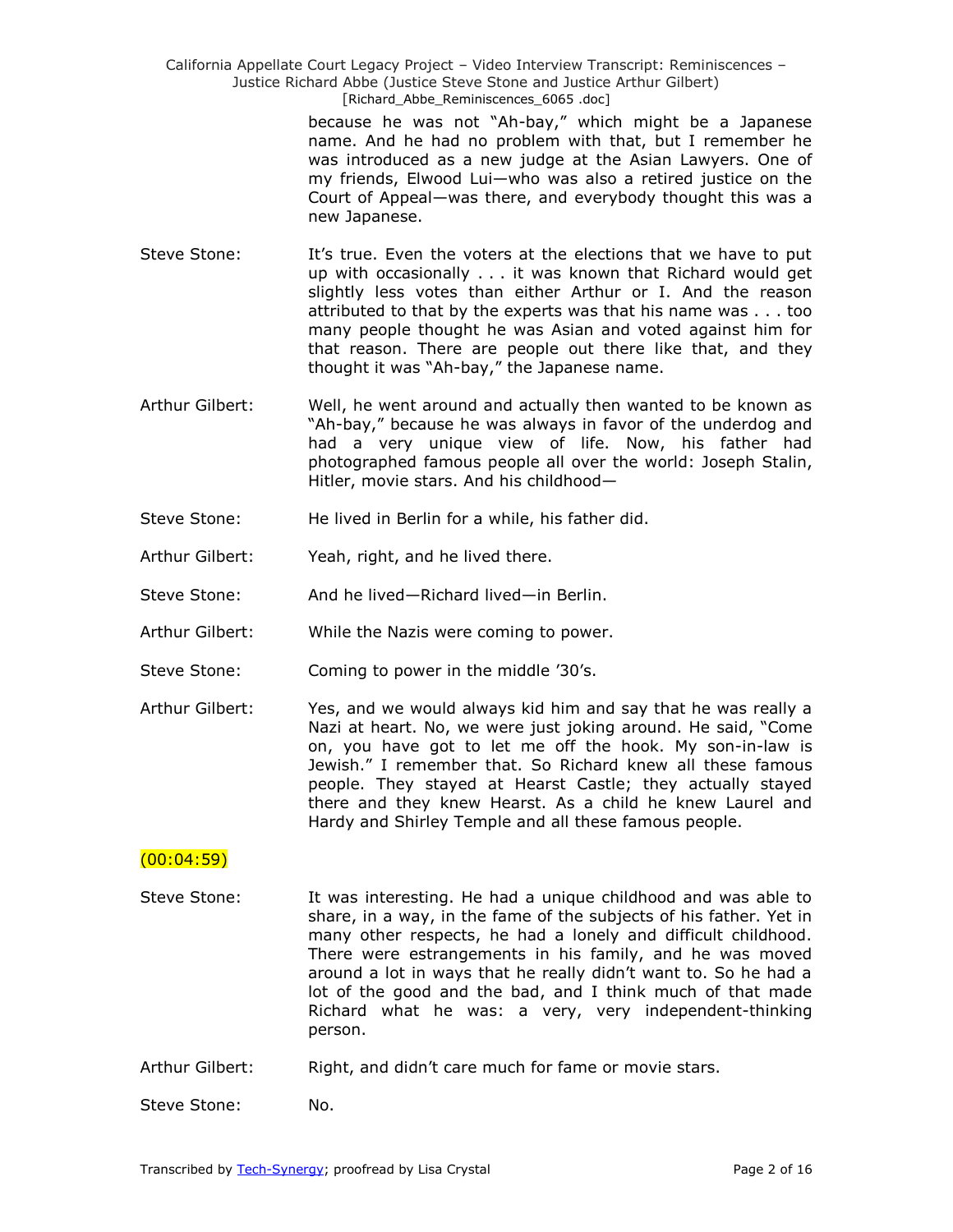because he was not "Ah-bay," which might be a Japanese name. And he had no problem with that, but I remember he was introduced as a new judge at the Asian Lawyers. One of my friends, Elwood Lui—who was also a retired justice on the Court of Appeal—was there, and everybody thought this was a new Japanese.

Steve Stone: It's true. Even the voters at the elections that we have to put up with occasionally . . . it was known that Richard would get slightly less votes than either Arthur or I. And the reason attributed to that by the experts was that his name was . . . too many people thought he was Asian and voted against him for that reason. There are people out there like that, and they thought it was "Ah-bay," the Japanese name.

Arthur Gilbert: Well, he went around and actually then wanted to be known as "Ah-bay," because he was always in favor of the underdog and had a very unique view of life. Now, his father had photographed famous people all over the world: Joseph Stalin, Hitler, movie stars. And his childhood—

Steve Stone: He lived in Berlin for a while, his father did.

Arthur Gilbert: Yeah, right, and he lived there.

Steve Stone: And he lived—Richard lived—in Berlin.

Arthur Gilbert: While the Nazis were coming to power.

Steve Stone: Coming to power in the middle '30's.

Arthur Gilbert: Yes, and we would always kid him and say that he was really a Nazi at heart. No, we were just joking around. He said, "Come on, you have got to let me off the hook. My son-in-law is Jewish." I remember that. So Richard knew all these famous people. They stayed at Hearst Castle; they actually stayed there and they knew Hearst. As a child he knew Laurel and Hardy and Shirley Temple and all these famous people.

(00:04:59)

Steve Stone: It was interesting. He had a unique childhood and was able to share, in a way, in the fame of the subjects of his father. Yet in many other respects, he had a lonely and difficult childhood. There were estrangements in his family, and he was moved around a lot in ways that he really didn't want to. So he had a lot of the good and the bad, and I think much of that made Richard what he was: a very, very independent-thinking person.

Arthur Gilbert: Right, and didn't care much for fame or movie stars.

Steve Stone: No.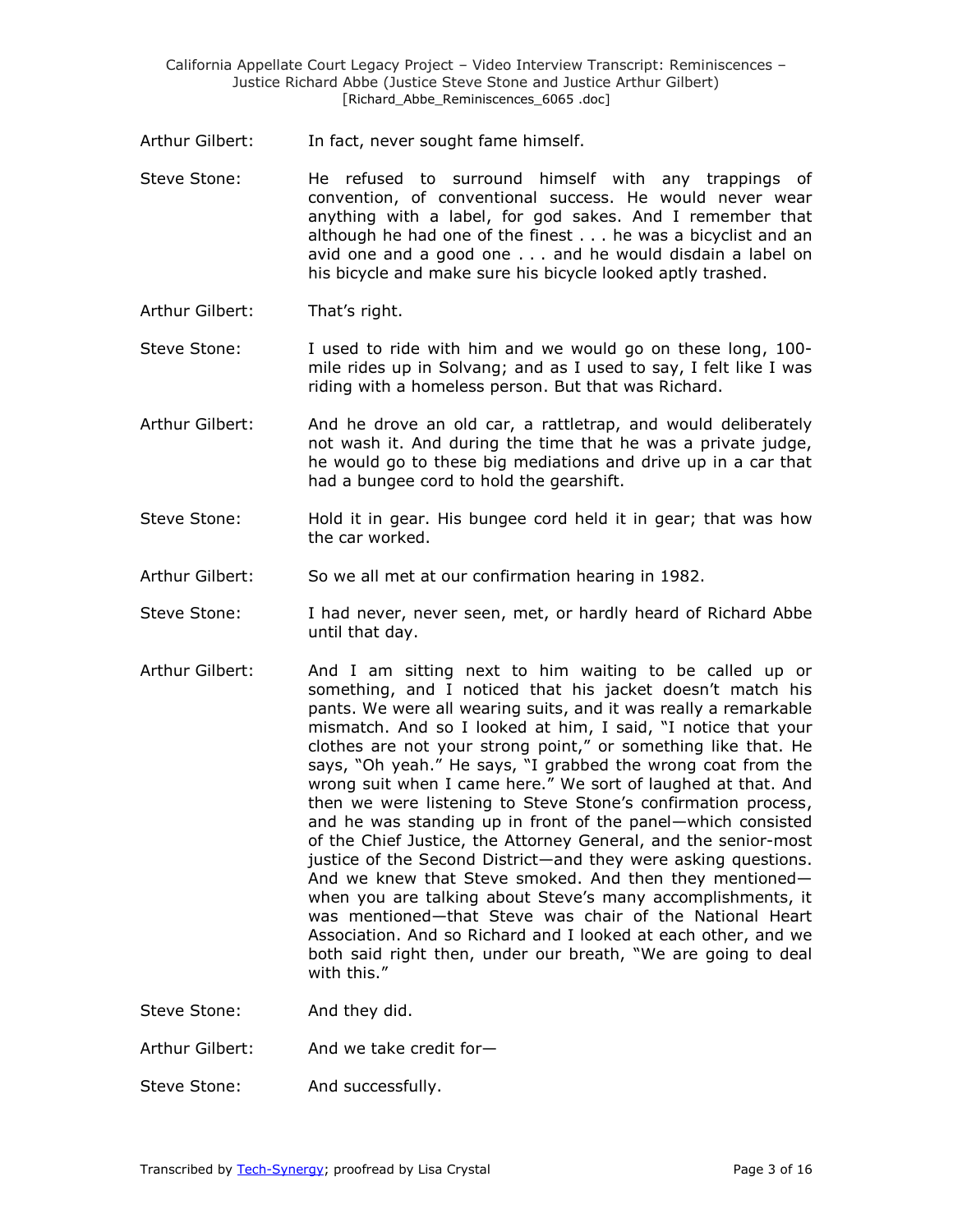Arthur Gilbert: In fact, never sought fame himself.

Steve Stone: He refused to surround himself with any trappings of convention, of conventional success. He would never wear anything with a label, for god sakes. And I remember that although he had one of the finest . . . he was a bicyclist and an avid one and a good one . . . and he would disdain a label on his bicycle and make sure his bicycle looked aptly trashed.

Arthur Gilbert: That's right.

Steve Stone: I used to ride with him and we would go on these long, 100-mile rides up in Solvang; and as I used to say, I felt like I was riding with a homeless person. But that was Richard.

Arthur Gilbert: And he drove an old car, a rattletrap, and would deliberately not wash it. And during the time that he was a private judge, he would go to these big mediations and drive up in a car that had a bungee cord to hold the gearshift.

Steve Stone: Hold it in gear. His bungee cord held it in gear; that was how the car worked.

Arthur Gilbert: So we all met at our confirmation hearing in 1982.

Steve Stone: I had never, never seen, met, or hardly heard of Richard Abbe until that day.

Arthur Gilbert: And I am sitting next to him waiting to be called up or something, and I noticed that his jacket doesn't match his pants. We were all wearing suits, and it was really a remarkable mismatch. And so I looked at him, I said, "I notice that your clothes are not your strong point," or something like that. He says, "Oh yeah." He says, "I grabbed the wrong coat from the wrong suit when I came here." We sort of laughed at that. And then we were listening to Steve Stone's confirmation process, and he was standing up in front of the panel—which consisted of the Chief Justice, the Attorney General, and the senior-most justice of the Second District—and they were asking questions. And we knew that Steve smoked. And then they mentioned—when you are talking about Steve's many accomplishments, it was mentioned—that Steve was chair of the National Heart Association. And so Richard and I looked at each other, and we both said right then, under our breath, "We are going to deal with this."

Steve Stone: And they did.

Arthur Gilbert: And we take credit for—

Steve Stone: And successfully.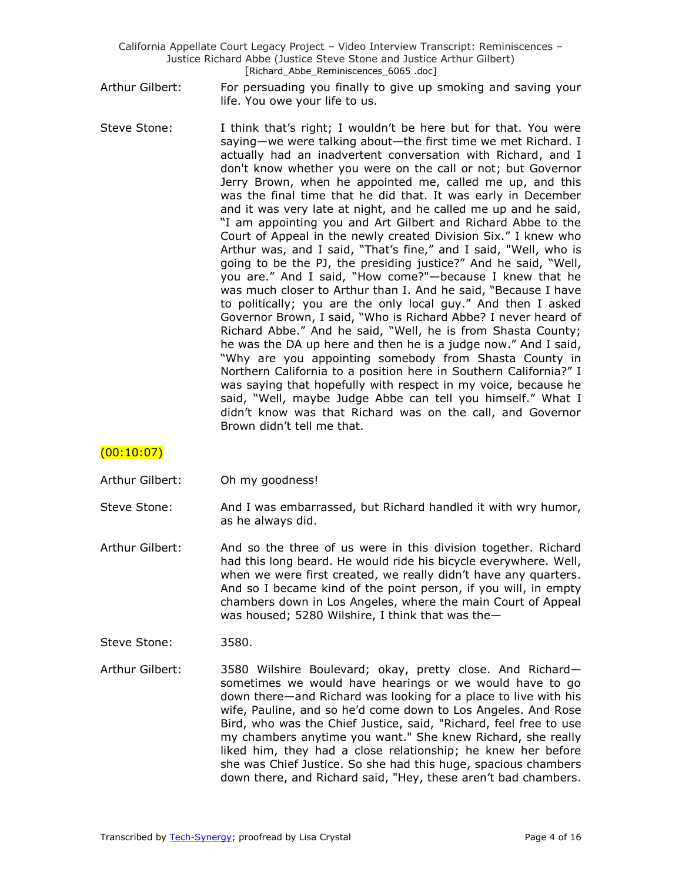Arthur Gilbert: For persuading you finally to give up smoking and saving your life. You owe your life to us.

Steve Stone: I think that's right; I wouldn't be here but for that. You were saying—we were talking about—the first time we met Richard. I actually had an inadvertent conversation with Richard, and I don't know whether you were on the call or not; but Governor Jerry Brown, when he appointed me, called me up, and this was the final time that he did that. It was early in December and it was very late at night, and he called me up and he said, "I am appointing you and Art Gilbert and Richard Abbe to the Court of Appeal in the newly created Division Six." I knew who Arthur was, and I said, "That's fine," and I said, "Well, who is going to be the PJ, the presiding justice?" And he said, "Well, you are." And I said, "How come?"—because I knew that he was much closer to Arthur than I. And he said, "Because I have to politically; you are the only local guy." And then I asked Governor Brown, I said, "Who is Richard Abbe? I never heard of Richard Abbe." And he said, "Well, he is from Shasta County; he was the DA up here and then he is a judge now." And I said, "Why are you appointing somebody from Shasta County in Northern California to a position here in Southern California?" I was saying that hopefully with respect in my voice, because he said, "Well, maybe Judge Abbe can tell you himself." What I didn't know was that Richard was on the call, and Governor Brown didn't tell me that.

(00:10:07)

Arthur Gilbert: Oh my goodness!

Steve Stone: And I was embarrassed, but Richard handled it with wry humor, as he always did.

Arthur Gilbert: And so the three of us were in this division together. Richard had this long beard. He would ride his bicycle everywhere. Well, when we were first created, we really didn't have any quarters. And so I became kind of the point person, if you will, in empty chambers down in Los Angeles, where the main Court of Appeal was housed; 5280 Wilshire, I think that was the—

Steve Stone: 3580.

Arthur Gilbert: 3580 Wilshire Boulevard; okay, pretty close. And Richard—sometimes we would have hearings or we would have to go down there—and Richard was looking for a place to live with his wife, Pauline, and so he'd come down to Los Angeles. And Rose Bird, who was the Chief Justice, said, "Richard, feel free to use my chambers anytime you want." She knew Richard, she really liked him, they had a close relationship; he knew her before she was Chief Justice. So she had this huge, spacious chambers down there, and Richard said, "Hey, these aren't bad chambers.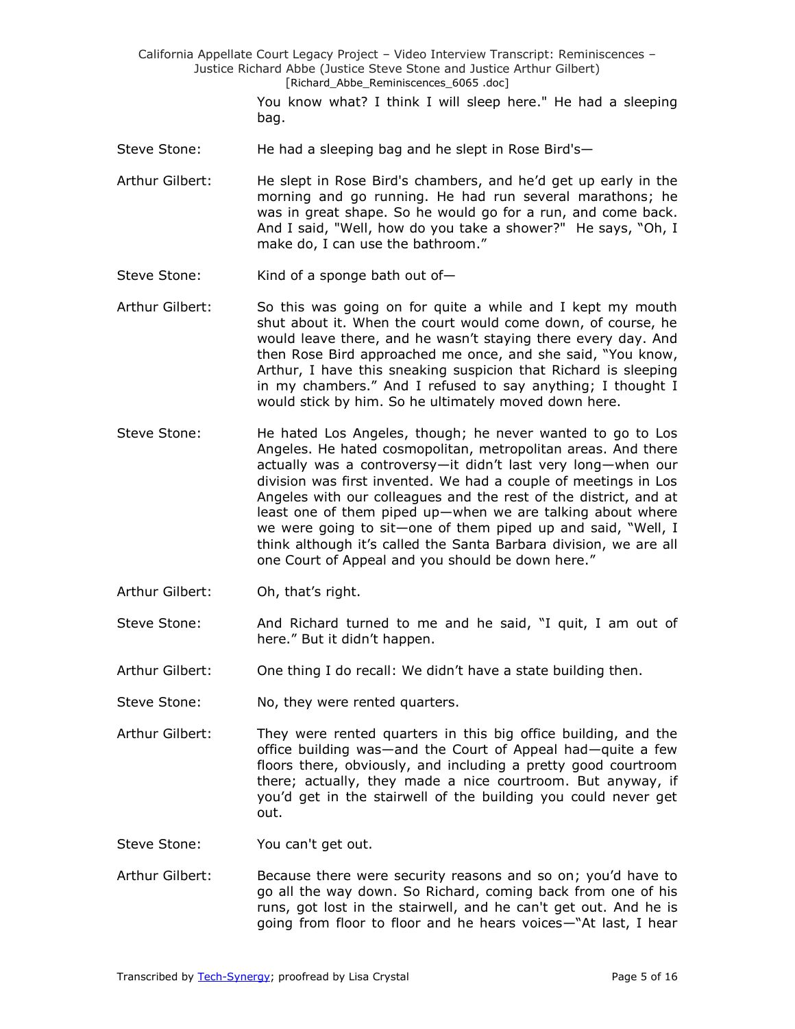You know what? I think I will sleep here." He had a sleeping bag.

Steve Stone: He had a sleeping bag and he slept in Rose Bird's—

Arthur Gilbert: He slept in Rose Bird's chambers, and he'd get up early in the morning and go running. He had run several marathons; he was in great shape. So he would go for a run, and come back. And I said, "Well, how do you take a shower?" He says, "Oh, I make do, I can use the bathroom."

Steve Stone: Kind of a sponge bath out of—

Arthur Gilbert: So this was going on for quite a while and I kept my mouth shut about it. When the court would come down, of course, he would leave there, and he wasn't staying there every day. And then Rose Bird approached me once, and she said, "You know, Arthur, I have this sneaking suspicion that Richard is sleeping in my chambers." And I refused to say anything; I thought I would stick by him. So he ultimately moved down here.

Steve Stone: He hated Los Angeles, though; he never wanted to go to Los Angeles. He hated cosmopolitan, metropolitan areas. And there actually was a controversy—it didn't last very long—when our division was first invented. We had a couple of meetings in Los Angeles with our colleagues and the rest of the district, and at least one of them piped up—when we are talking about where we were going to sit—one of them piped up and said, "Well, I think although it's called the Santa Barbara division, we are all one Court of Appeal and you should be down here."

Arthur Gilbert: Oh, that's right.

Steve Stone: And Richard turned to me and he said, "I quit, I am out of here." But it didn't happen.

Arthur Gilbert: One thing I do recall: We didn't have a state building then.

Steve Stone: No, they were rented quarters.

Arthur Gilbert: They were rented quarters in this big office building, and the office building was—and the Court of Appeal had—quite a few floors there, obviously, and including a pretty good courtroom there; actually, they made a nice courtroom. But anyway, if you'd get in the stairwell of the building you could never get out.

Steve Stone: You can't get out.

Arthur Gilbert: Because there were security reasons and so on; you'd have to go all the way down. So Richard, coming back from one of his runs, got lost in the stairwell, and he can't get out. And he is going from floor to floor and he hears voices—"At last, I hear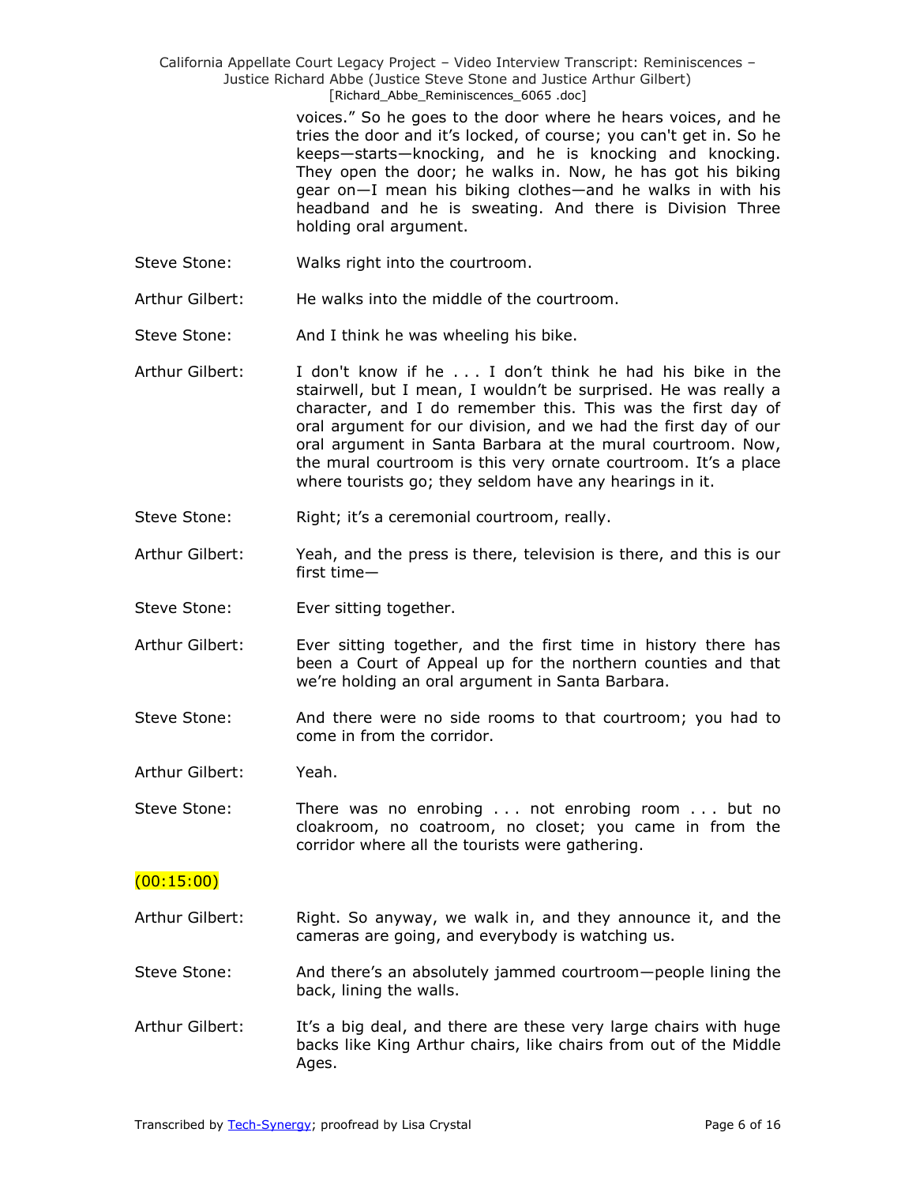voices." So he goes to the door where he hears voices, and he tries the door and it's locked, of course; you can't get in. So he keeps—starts—knocking, and he is knocking and knocking. They open the door; he walks in. Now, he has got his biking gear on—I mean his biking clothes—and he walks in with his headband and he is sweating. And there is Division Three holding oral argument.

Steve Stone: Walks right into the courtroom.

Arthur Gilbert: He walks into the middle of the courtroom.

Steve Stone: And I think he was wheeling his bike.

Arthur Gilbert: I don't know if he . . . I don't think he had his bike in the stairwell, but I mean, I wouldn't be surprised. He was really a character, and I do remember this. This was the first day of oral argument for our division, and we had the first day of our oral argument in Santa Barbara at the mural courtroom. Now, the mural courtroom is this very ornate courtroom. It's a place where tourists go; they seldom have any hearings in it.

Steve Stone: Right; it's a ceremonial courtroom, really.

Arthur Gilbert: Yeah, and the press is there, television is there, and this is our first time—

Steve Stone: Ever sitting together.

Arthur Gilbert: Ever sitting together, and the first time in history there has been a Court of Appeal up for the northern counties and that we're holding an oral argument in Santa Barbara.

Steve Stone: And there were no side rooms to that courtroom; you had to come in from the corridor.

Arthur Gilbert: Yeah.

Steve Stone: There was no enrobing . . . not enrobing room . . . but no cloakroom, no coatroom, no closet; you came in from the corridor where all the tourists were gathering.

(00:15:00)

Arthur Gilbert: Right. So anyway, we walk in, and they announce it, and the cameras are going, and everybody is watching us.

Steve Stone: And there's an absolutely jammed courtroom—people lining the back, lining the walls.

Arthur Gilbert: It's a big deal, and there are these very large chairs with huge backs like King Arthur chairs, like chairs from out of the Middle Ages.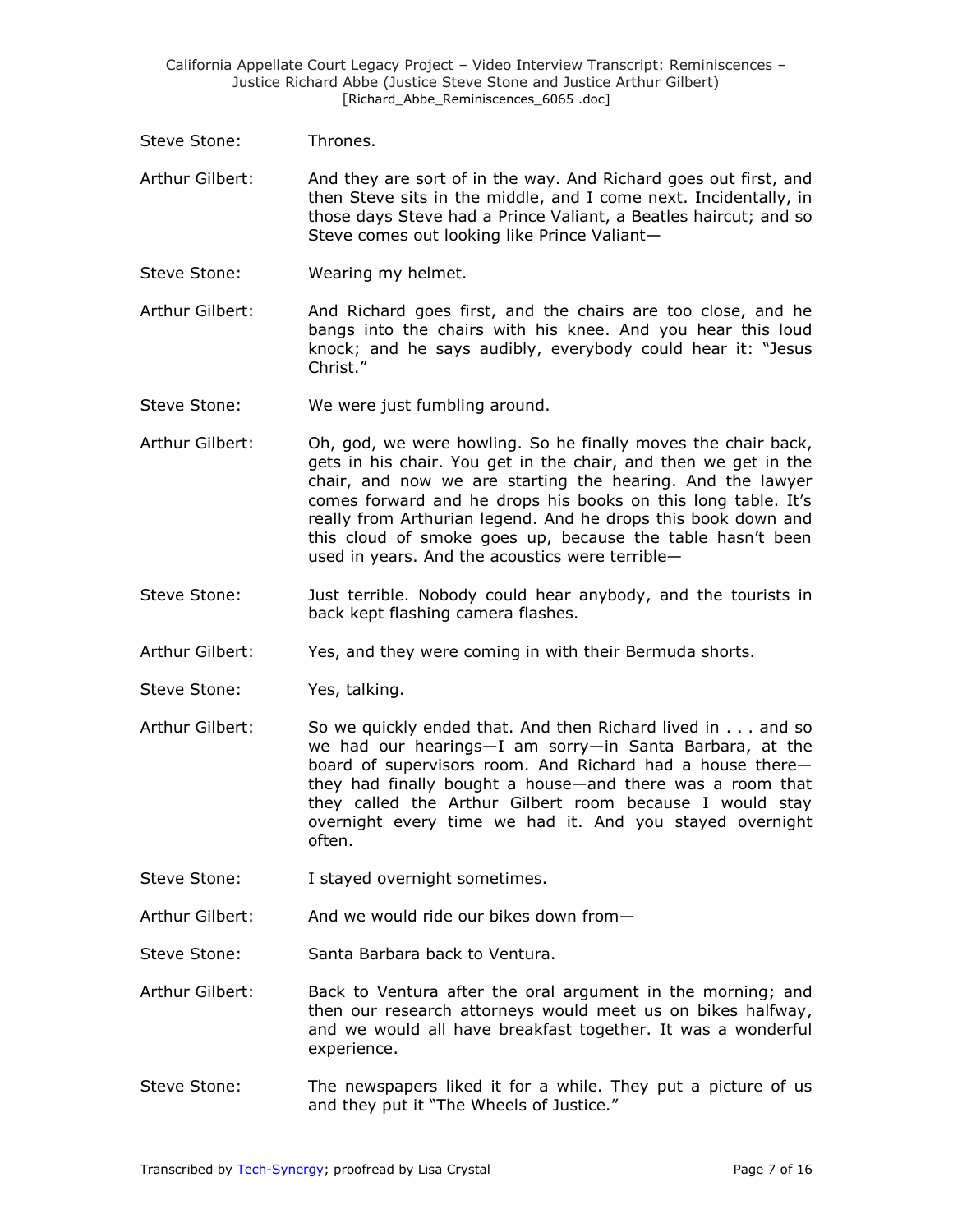Steve Stone: Thrones.

Arthur Gilbert: And they are sort of in the way. And Richard goes out first, and then Steve sits in the middle, and I come next. Incidentally, in those days Steve had a Prince Valiant, a Beatles haircut; and so Steve comes out looking like Prince Valiant—

Steve Stone: Wearing my helmet.

Arthur Gilbert: And Richard goes first, and the chairs are too close, and he bangs into the chairs with his knee. And you hear this loud knock; and he says audibly, everybody could hear it: "Jesus Christ."

Steve Stone: We were just fumbling around.

Arthur Gilbert: Oh, god, we were howling. So he finally moves the chair back, gets in his chair. You get in the chair, and then we get in the chair, and now we are starting the hearing. And the lawyer comes forward and he drops his books on this long table. It's really from Arthurian legend. And he drops this book down and this cloud of smoke goes up, because the table hasn't been used in years. And the acoustics were terrible—

Steve Stone: Just terrible. Nobody could hear anybody, and the tourists in back kept flashing camera flashes.

Arthur Gilbert: Yes, and they were coming in with their Bermuda shorts.

Steve Stone: Yes, talking.

Arthur Gilbert: So we quickly ended that. And then Richard lived in . . . and so we had our hearings—I am sorry—in Santa Barbara, at the board of supervisors room. And Richard had a house there—they had finally bought a house—and there was a room that they called the Arthur Gilbert room because I would stay overnight every time we had it. And you stayed overnight often.

Steve Stone: I stayed overnight sometimes.

Arthur Gilbert: And we would ride our bikes down from—

Steve Stone: Santa Barbara back to Ventura.

Arthur Gilbert: Back to Ventura after the oral argument in the morning; and then our research attorneys would meet us on bikes halfway, and we would all have breakfast together. It was a wonderful experience.

Steve Stone: The newspapers liked it for a while. They put a picture of us and they put it "The Wheels of Justice."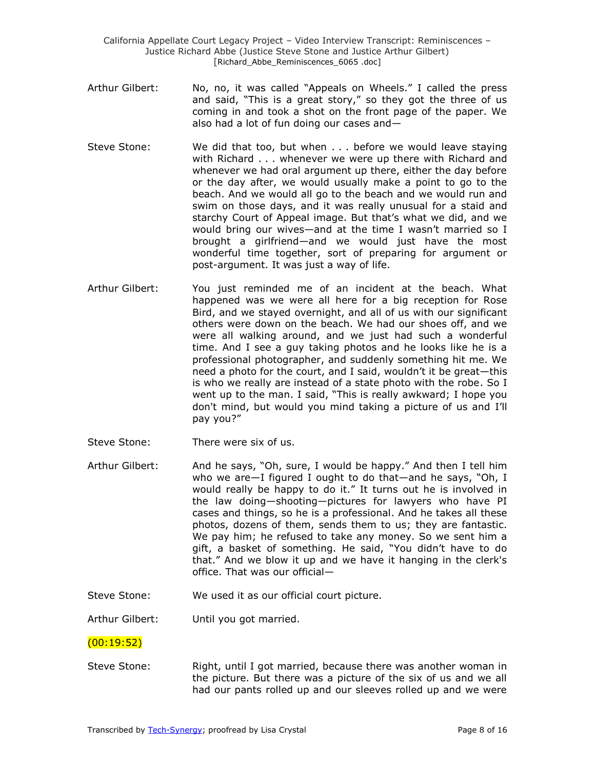Arthur Gilbert: No, no, it was called "Appeals on Wheels." I called the press and said, "This is a great story," so they got the three of us coming in and took a shot on the front page of the paper. We also had a lot of fun doing our cases and—

Steve Stone: We did that too, but when . . . before we would leave staying with Richard . . . whenever we were up there with Richard and whenever we had oral argument up there, either the day before or the day after, we would usually make a point to go to the beach. And we would all go to the beach and we would run and swim on those days, and it was really unusual for a staid and starchy Court of Appeal image. But that's what we did, and we would bring our wives—and at the time I wasn't married so I brought a girlfriend—and we would just have the most wonderful time together, sort of preparing for argument or post-argument. It was just a way of life.

Arthur Gilbert: You just reminded me of an incident at the beach. What happened was we were all here for a big reception for Rose Bird, and we stayed overnight, and all of us with our significant others were down on the beach. We had our shoes off, and we were all walking around, and we just had such a wonderful time. And I see a guy taking photos and he looks like he is a professional photographer, and suddenly something hit me. We need a photo for the court, and I said, wouldn't it be great—this is who we really are instead of a state photo with the robe. So I went up to the man. I said, "This is really awkward; I hope you don't mind, but would you mind taking a picture of us and I'll pay you?"

Steve Stone: There were six of us.

Arthur Gilbert: And he says, "Oh, sure, I would be happy." And then I tell him who we are—I figured I ought to do that—and he says, "Oh, I would really be happy to do it." It turns out he is involved in the law doing—shooting—pictures for lawyers who have PI cases and things, so he is a professional. And he takes all these photos, dozens of them, sends them to us; they are fantastic. We pay him; he refused to take any money. So we sent him a gift, a basket of something. He said, "You didn't have to do that." And we blow it up and we have it hanging in the clerk's office. That was our official—

Steve Stone: We used it as our official court picture.

Arthur Gilbert: Until you got married.

(00:19:52)

Steve Stone: Right, until I got married, because there was another woman in the picture. But there was a picture of the six of us and we all had our pants rolled up and our sleeves rolled up and we were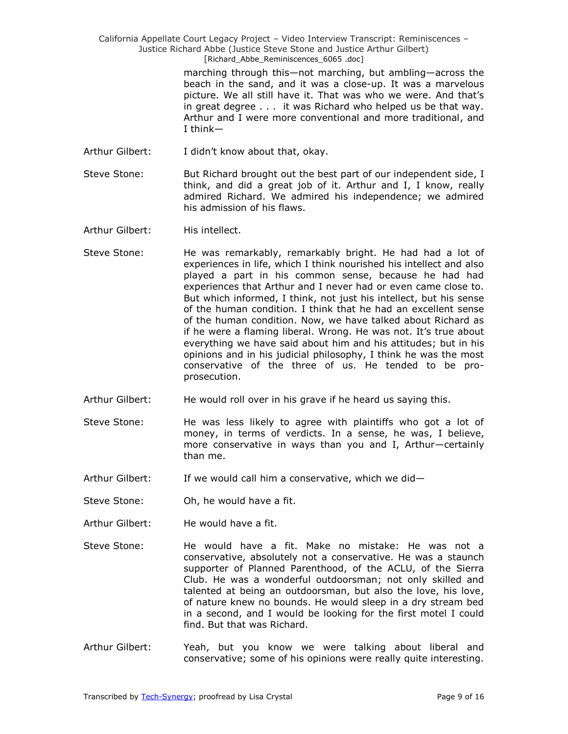marching through this—not marching, but ambling—across the beach in the sand, and it was a close-up. It was a marvelous picture. We all still have it. That was who we were. And that's in great degree . . . it was Richard who helped us be that way. Arthur and I were more conventional and more traditional, and I think—

Arthur Gilbert: I didn't know about that, okay.

Steve Stone: But Richard brought out the best part of our independent side, I think, and did a great job of it. Arthur and I, I know, really admired Richard. We admired his independence; we admired his admission of his flaws.

Arthur Gilbert: His intellect.

Steve Stone: He was remarkably, remarkably bright. He had had a lot of experiences in life, which I think nourished his intellect and also played a part in his common sense, because he had had experiences that Arthur and I never had or even came close to. But which informed, I think, not just his intellect, but his sense of the human condition. I think that he had an excellent sense of the human condition. Now, we have talked about Richard as if he were a flaming liberal. Wrong. He was not. It's true about everything we have said about him and his attitudes; but in his opinions and in his judicial philosophy, I think he was the most conservative of the three of us. He tended to be pro-prosecution.

Arthur Gilbert: He would roll over in his grave if he heard us saying this.

Steve Stone: He was less likely to agree with plaintiffs who got a lot of money, in terms of verdicts. In a sense, he was, I believe, more conservative in ways than you and I, Arthur—certainly than me.

Arthur Gilbert: If we would call him a conservative, which we did—

Steve Stone: Oh, he would have a fit.

Arthur Gilbert: He would have a fit.

Steve Stone: He would have a fit. Make no mistake: He was not a conservative, absolutely not a conservative. He was a staunch supporter of Planned Parenthood, of the ACLU, of the Sierra Club. He was a wonderful outdoorsman; not only skilled and talented at being an outdoorsman, but also the love, his love, of nature knew no bounds. He would sleep in a dry stream bed in a second, and I would be looking for the first motel I could find. But that was Richard.

Arthur Gilbert: Yeah, but you know we were talking about liberal and conservative; some of his opinions were really quite interesting.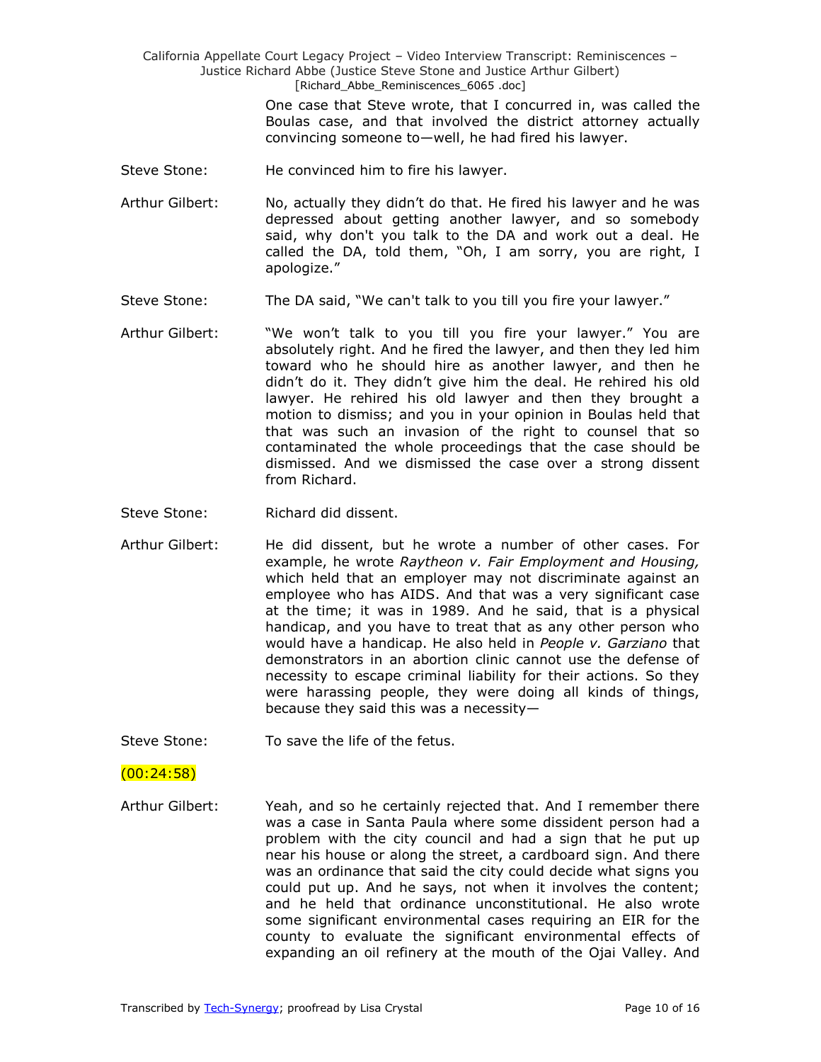One case that Steve wrote, that I concurred in, was called the Boulas case, and that involved the district attorney actually convincing someone to—well, he had fired his lawyer.

Steve Stone: He convinced him to fire his lawyer.

Arthur Gilbert: No, actually they didn't do that. He fired his lawyer and he was depressed about getting another lawyer, and so somebody said, why don't you talk to the DA and work out a deal. He called the DA, told them, "Oh, I am sorry, you are right, I apologize."

Steve Stone: The DA said, "We can't talk to you till you fire your lawyer."

Arthur Gilbert: "We won't talk to you till you fire your lawyer." You are absolutely right. And he fired the lawyer, and then they led him toward who he should hire as another lawyer, and then he didn't do it. They didn't give him the deal. He rehired his old lawyer. He rehired his old lawyer and then they brought a motion to dismiss; and you in your opinion in Boulas held that that was such an invasion of the right to counsel that so contaminated the whole proceedings that the case should be dismissed. And we dismissed the case over a strong dissent from Richard.

Steve Stone: Richard did dissent.

Arthur Gilbert: He did dissent, but he wrote a number of other cases. For example, he wrote *Raytheon v. Fair Employment and Housing,* which held that an employer may not discriminate against an employee who has AIDS. And that was a very significant case at the time; it was in 1989. And he said, that is a physical handicap, and you have to treat that as any other person who would have a handicap. He also held in *People v. Garziano* that demonstrators in an abortion clinic cannot use the defense of necessity to escape criminal liability for their actions. So they were harassing people, they were doing all kinds of things, because they said this was a necessity—

Steve Stone: To save the life of the fetus.

(00:24:58)

Arthur Gilbert: Yeah, and so he certainly rejected that. And I remember there was a case in Santa Paula where some dissident person had a problem with the city council and had a sign that he put up near his house or along the street, a cardboard sign. And there was an ordinance that said the city could decide what signs you could put up. And he says, not when it involves the content; and he held that ordinance unconstitutional. He also wrote some significant environmental cases requiring an EIR for the county to evaluate the significant environmental effects of expanding an oil refinery at the mouth of the Ojai Valley. And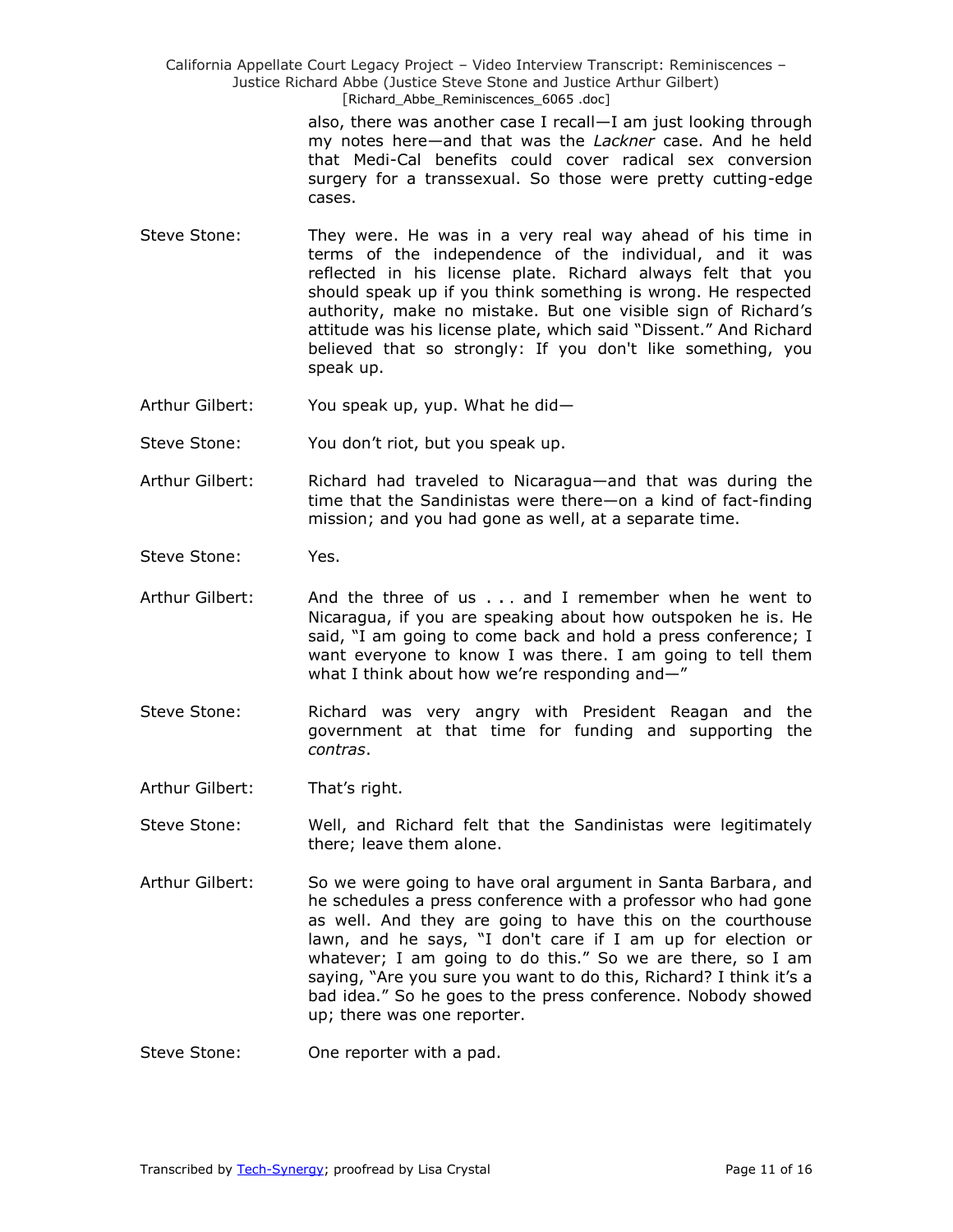also, there was another case I recall—I am just looking through my notes here—and that was the *Lackner* case. And he held that Medi-Cal benefits could cover radical sex conversion surgery for a transsexual. So those were pretty cutting-edge cases.

Steve Stone: They were. He was in a very real way ahead of his time in terms of the independence of the individual, and it was reflected in his license plate. Richard always felt that you should speak up if you think something is wrong. He respected authority, make no mistake. But one visible sign of Richard's attitude was his license plate, which said "Dissent." And Richard believed that so strongly: If you don't like something, you speak up.

Arthur Gilbert: You speak up, yup. What he did—

Steve Stone: You don't riot, but you speak up.

Arthur Gilbert: Richard had traveled to Nicaragua—and that was during the time that the Sandinistas were there—on a kind of fact-finding mission; and you had gone as well, at a separate time.

Steve Stone: Yes.

Arthur Gilbert: And the three of us . . . and I remember when he went to Nicaragua, if you are speaking about how outspoken he is. He said, "I am going to come back and hold a press conference; I want everyone to know I was there. I am going to tell them what I think about how we're responding and—"

Steve Stone: Richard was very angry with President Reagan and the government at that time for funding and supporting the *contras*.

Arthur Gilbert: That's right.

Steve Stone: Well, and Richard felt that the Sandinistas were legitimately there; leave them alone.

Arthur Gilbert: So we were going to have oral argument in Santa Barbara, and he schedules a press conference with a professor who had gone as well. And they are going to have this on the courthouse lawn, and he says, "I don't care if I am up for election or whatever; I am going to do this." So we are there, so I am saying, "Are you sure you want to do this, Richard? I think it's a bad idea." So he goes to the press conference. Nobody showed up; there was one reporter.

Steve Stone: One reporter with a pad.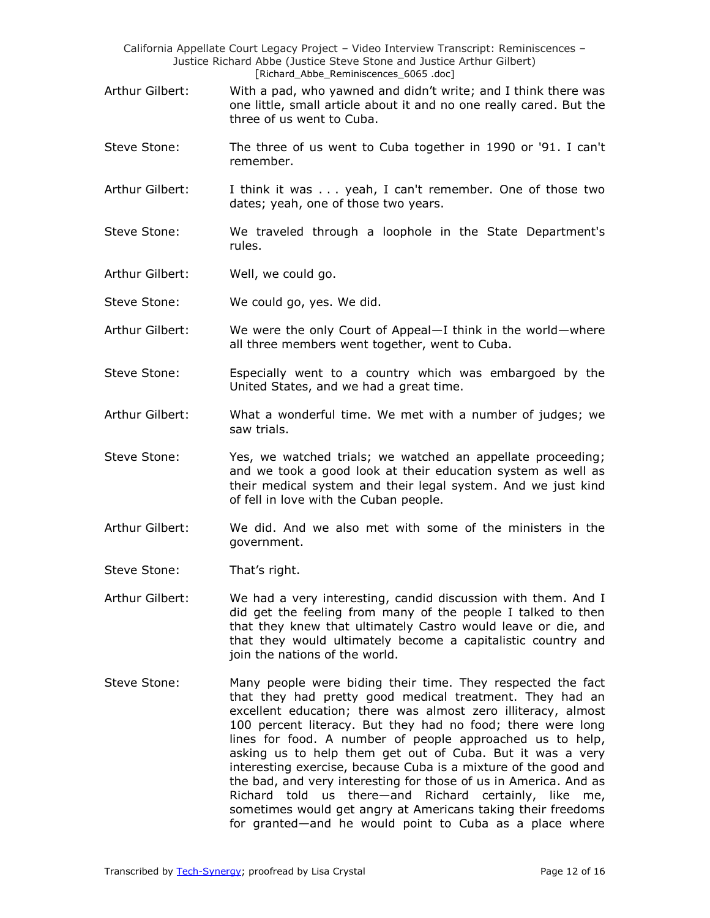Arthur Gilbert: With a pad, who yawned and didn't write; and I think there was one little, small article about it and no one really cared. But the three of us went to Cuba.

Steve Stone: The three of us went to Cuba together in 1990 or '91. I can't remember.

Arthur Gilbert: I think it was . . . yeah, I can't remember. One of those two dates; yeah, one of those two years.

Steve Stone: We traveled through a loophole in the State Department's rules.

Arthur Gilbert: Well, we could go.

Steve Stone: We could go, yes. We did.

Arthur Gilbert: We were the only Court of Appeal—I think in the world—where all three members went together, went to Cuba.

Steve Stone: Especially went to a country which was embargoed by the United States, and we had a great time.

Arthur Gilbert: What a wonderful time. We met with a number of judges; we saw trials.

Steve Stone: Yes, we watched trials; we watched an appellate proceeding; and we took a good look at their education system as well as their medical system and their legal system. And we just kind of fell in love with the Cuban people.

Arthur Gilbert: We did. And we also met with some of the ministers in the government.

Steve Stone: That's right.

Arthur Gilbert: We had a very interesting, candid discussion with them. And I did get the feeling from many of the people I talked to then that they knew that ultimately Castro would leave or die, and that they would ultimately become a capitalistic country and join the nations of the world.

Steve Stone: Many people were biding their time. They respected the fact that they had pretty good medical treatment. They had an excellent education; there was almost zero illiteracy, almost 100 percent literacy. But they had no food; there were long lines for food. A number of people approached us to help, asking us to help them get out of Cuba. But it was a very interesting exercise, because Cuba is a mixture of the good and the bad, and very interesting for those of us in America. And as Richard told us there—and Richard certainly, like me, sometimes would get angry at Americans taking their freedoms for granted—and he would point to Cuba as a place where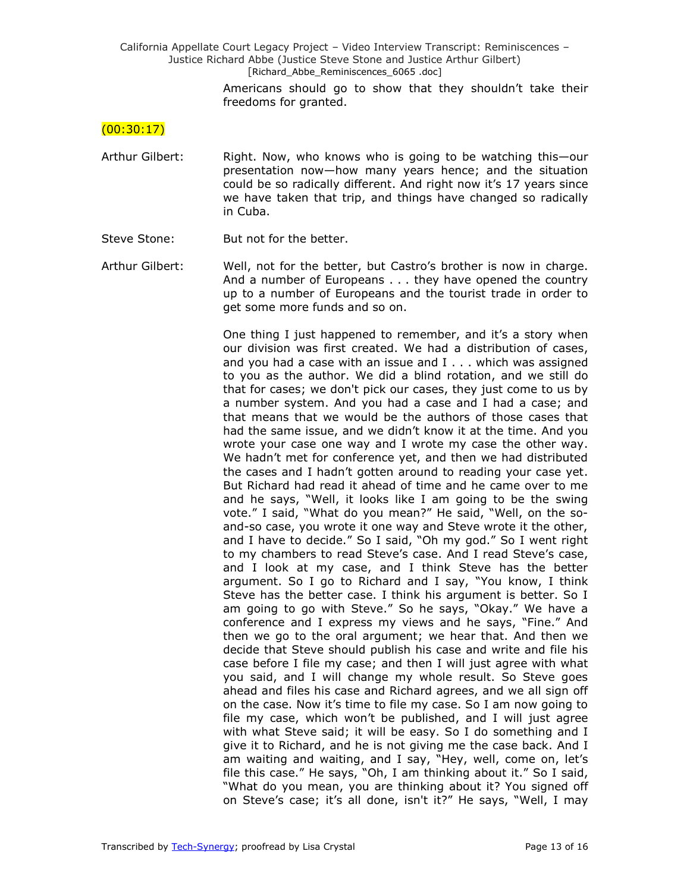Americans should go to show that they shouldn't take their freedoms for granted.

(00:30:17)

Arthur Gilbert: Right. Now, who knows who is going to be watching this—our presentation now—how many years hence; and the situation could be so radically different. And right now it's 17 years since we have taken that trip, and things have changed so radically in Cuba.

Steve Stone: But not for the better.

Arthur Gilbert: Well, not for the better, but Castro's brother is now in charge. And a number of Europeans . . . they have opened the country up to a number of Europeans and the tourist trade in order to get some more funds and so on.

One thing I just happened to remember, and it's a story when our division was first created. We had a distribution of cases, and you had a case with an issue and I . . . which was assigned to you as the author. We did a blind rotation, and we still do that for cases; we don't pick our cases, they just come to us by a number system. And you had a case and I had a case; and that means that we would be the authors of those cases that had the same issue, and we didn't know it at the time. And you wrote your case one way and I wrote my case the other way. We hadn't met for conference yet, and then we had distributed the cases and I hadn't gotten around to reading your case yet. But Richard had read it ahead of time and he came over to me and he says, "Well, it looks like I am going to be the swing vote." I said, "What do you mean?" He said, "Well, on the so-and-so case, you wrote it one way and Steve wrote it the other, and I have to decide." So I said, "Oh my god." So I went right to my chambers to read Steve's case. And I read Steve's case, and I look at my case, and I think Steve has the better argument. So I go to Richard and I say, "You know, I think Steve has the better case. I think his argument is better. So I am going to go with Steve." So he says, "Okay." We have a conference and I express my views and he says, "Fine." And then we go to the oral argument; we hear that. And then we decide that Steve should publish his case and write and file his case before I file my case; and then I will just agree with what you said, and I will change my whole result. So Steve goes ahead and files his case and Richard agrees, and we all sign off on the case. Now it's time to file my case. So I am now going to file my case, which won't be published, and I will just agree with what Steve said; it will be easy. So I do something and I give it to Richard, and he is not giving me the case back. And I am waiting and waiting, and I say, "Hey, well, come on, let's file this case." He says, "Oh, I am thinking about it." So I said, "What do you mean, you are thinking about it? You signed off on Steve's case; it's all done, isn't it?" He says, "Well, I may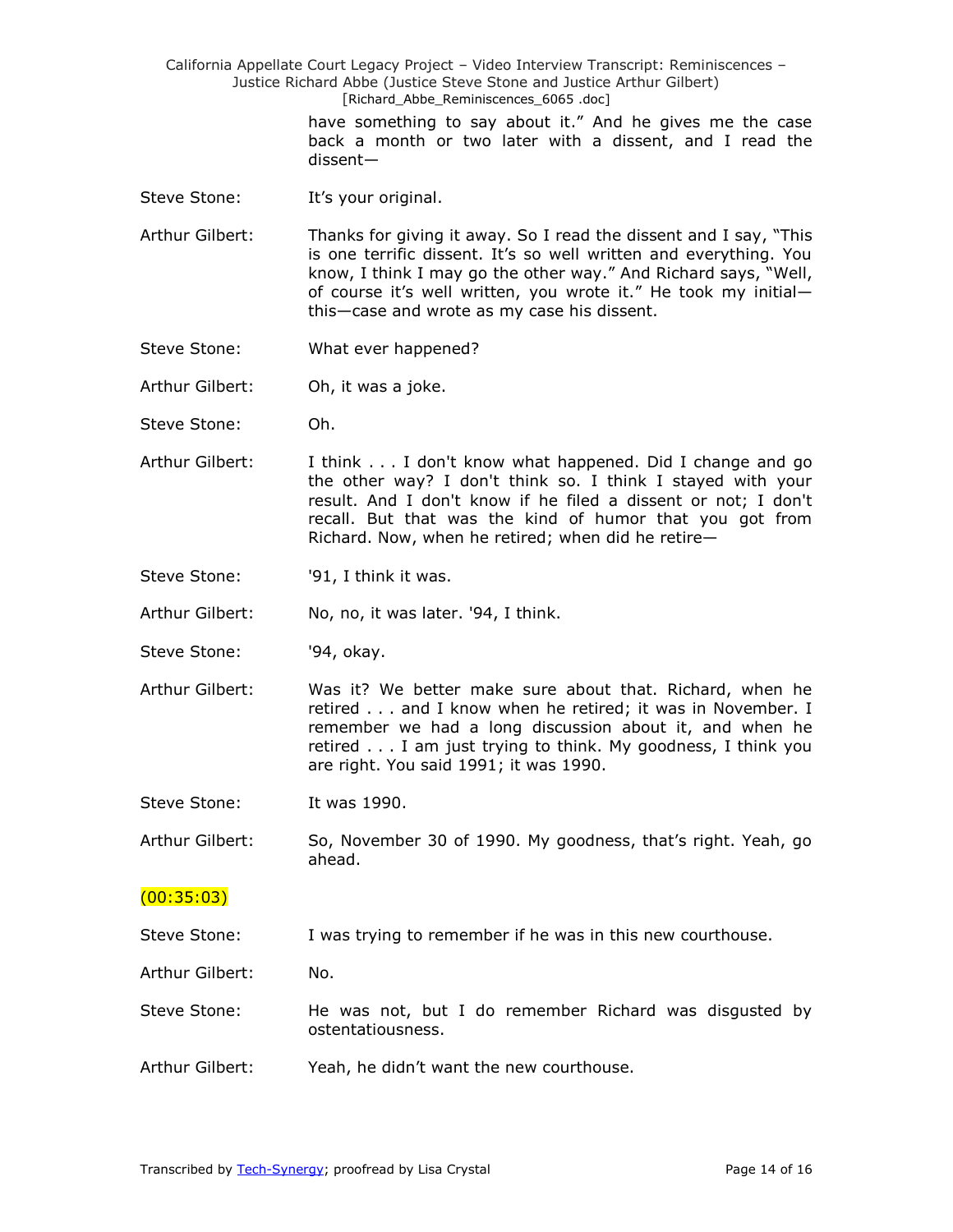have something to say about it." And he gives me the case back a month or two later with a dissent, and I read the dissent—

Steve Stone: It's your original.

Arthur Gilbert: Thanks for giving it away. So I read the dissent and I say, "This is one terrific dissent. It's so well written and everything. You know, I think I may go the other way." And Richard says, "Well, of course it's well written, you wrote it." He took my initial—this—case and wrote as my case his dissent.

Steve Stone: What ever happened?

Arthur Gilbert: Oh, it was a joke.

Steve Stone: Oh.

Arthur Gilbert: I think . . . I don't know what happened. Did I change and go the other way? I don't think so. I think I stayed with your result. And I don't know if he filed a dissent or not; I don't recall. But that was the kind of humor that you got from Richard. Now, when he retired; when did he retire—

Steve Stone: '91, I think it was.

Arthur Gilbert: No, no, it was later. '94, I think.

Steve Stone: '94, okay.

Arthur Gilbert: Was it? We better make sure about that. Richard, when he retired . . . and I know when he retired; it was in November. I remember we had a long discussion about it, and when he retired . . . I am just trying to think. My goodness, I think you are right. You said 1991; it was 1990.

Steve Stone: It was 1990.

Arthur Gilbert: So, November 30 of 1990. My goodness, that's right. Yeah, go ahead.

(00:35:03)

Steve Stone: I was trying to remember if he was in this new courthouse.

Arthur Gilbert: No.

Steve Stone: He was not, but I do remember Richard was disgusted by ostentatiousness.

Arthur Gilbert: Yeah, he didn't want the new courthouse.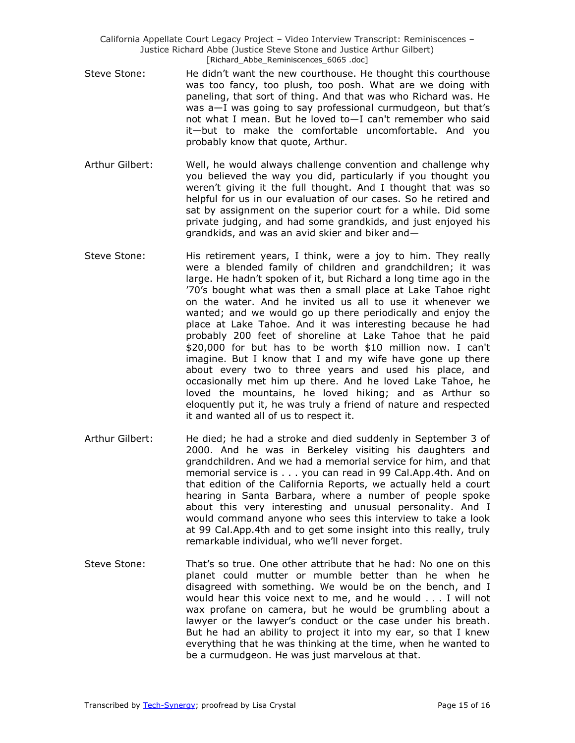Steve Stone: He didn't want the new courthouse. He thought this courthouse was too fancy, too plush, too posh. What are we doing with paneling, that sort of thing. And that was who Richard was. He was a—I was going to say professional curmudgeon, but that's not what I mean. But he loved to—I can't remember who said it—but to make the comfortable uncomfortable. And you probably know that quote, Arthur.

Arthur Gilbert: Well, he would always challenge convention and challenge why you believed the way you did, particularly if you thought you weren't giving it the full thought. And I thought that was so helpful for us in our evaluation of our cases. So he retired and sat by assignment on the superior court for a while. Did some private judging, and had some grandkids, and just enjoyed his grandkids, and was an avid skier and biker and—

Steve Stone: His retirement years, I think, were a joy to him. They really were a blended family of children and grandchildren; it was large. He hadn't spoken of it, but Richard a long time ago in the '70's bought what was then a small place at Lake Tahoe right on the water. And he invited us all to use it whenever we wanted; and we would go up there periodically and enjoy the place at Lake Tahoe. And it was interesting because he had probably 200 feet of shoreline at Lake Tahoe that he paid $20,000 for but has to be worth $10 million now. I can't imagine. But I know that I and my wife have gone up there about every two to three years and used his place, and occasionally met him up there. And he loved Lake Tahoe, he loved the mountains, he loved hiking; and as Arthur so eloquently put it, he was truly a friend of nature and respected it and wanted all of us to respect it.

Arthur Gilbert: He died; he had a stroke and died suddenly in September 3 of 2000. And he was in Berkeley visiting his daughters and grandchildren. And we had a memorial service for him, and that memorial service is . . . you can read in 99 Cal.App.4th. And on that edition of the California Reports, we actually held a court hearing in Santa Barbara, where a number of people spoke about this very interesting and unusual personality. And I would command anyone who sees this interview to take a look at 99 Cal.App.4th and to get some insight into this really, truly remarkable individual, who we'll never forget.

Steve Stone: That's so true. One other attribute that he had: No one on this planet could mutter or mumble better than he when he disagreed with something. We would be on the bench, and I would hear this voice next to me, and he would . . . I will not wax profane on camera, but he would be grumbling about a lawyer or the lawyer's conduct or the case under his breath. But he had an ability to project it into my ear, so that I knew everything that he was thinking at the time, when he wanted to be a curmudgeon. He was just marvelous at that.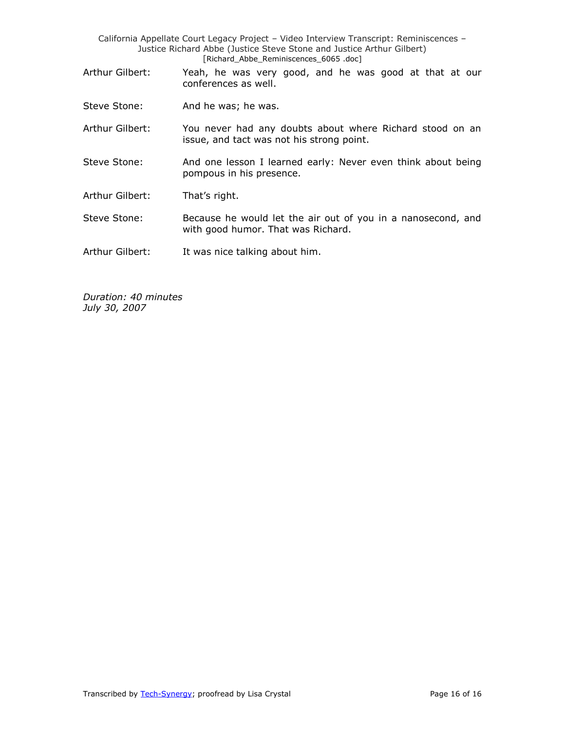Arthur Gilbert: Yeah, he was very good, and he was good at that at our conferences as well.

Steve Stone: And he was; he was.

Arthur Gilbert: You never had any doubts about where Richard stood on an issue, and tact was not his strong point.

Steve Stone: And one lesson I learned early: Never even think about being pompous in his presence.

Arthur Gilbert: That's right.

Steve Stone: Because he would let the air out of you in a nanosecond, and with good humor. That was Richard.

Arthur Gilbert: It was nice talking about him.

*Duration: 40 minutes*
*July 30, 2007*